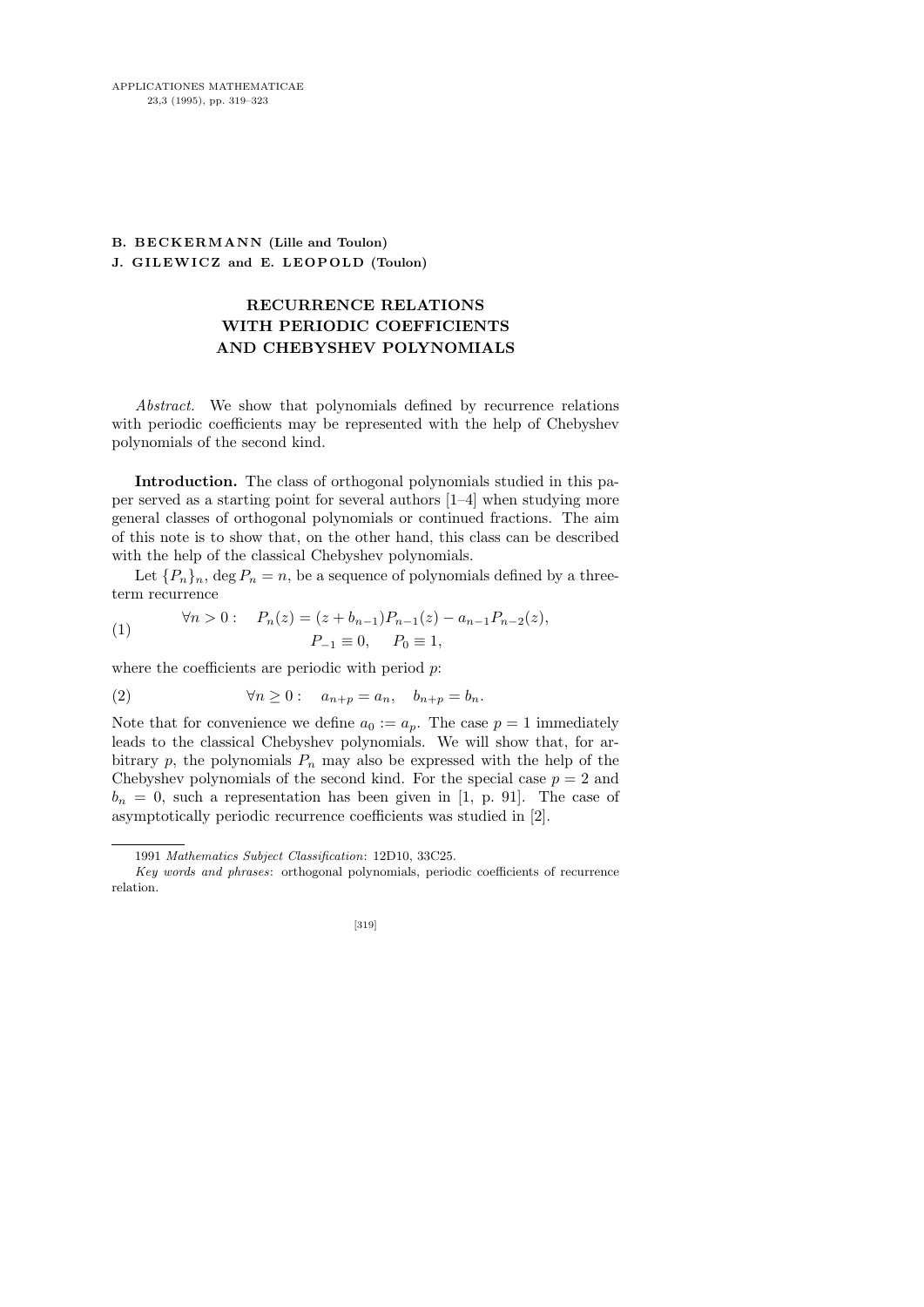**B. BECKERMANN (Lille and Toulon)**
**J. GILEWICZ and E. LEOPOLD (Toulon)**

# RECURRENCE RELATIONS WITH PERIODIC COEFFICIENTS AND CHEBYSHEV POLYNOMIALS

*Abstract.* We show that polynomials defined by recurrence relations with periodic coefficients may be represented with the help of Chebyshev polynomials of the second kind.

**Introduction.** The class of orthogonal polynomials studied in this paper served as a starting point for several authors [1–4] when studying more general classes of orthogonal polynomials or continued fractions. The aim of this note is to show that, on the other hand, this class can be described with the help of the classical Chebyshev polynomials.

Let $\{P_n\}_n$, $\deg P_n = n$, be a sequence of polynomials defined by a three-term recurrence

$$\forall n > 0: \quad P_n(z) = (z + b_{n-1})P_{n-1}(z) - a_{n-1}P_{n-2}(z), \qquad P_{-1} \equiv 0, \quad P_0 \equiv 1, \tag{1}$$

where the coefficients are periodic with period $p$:

$$\forall n \geq 0: \quad a_{n+p} = a_n, \quad b_{n+p} = b_n. \tag{2}$$

Note that for convenience we define $a_0 := a_p$. The case $p = 1$ immediately leads to the classical Chebyshev polynomials. We will show that, for arbitrary $p$, the polynomials $P_n$ may also be expressed with the help of the Chebyshev polynomials of the second kind. For the special case $p = 2$ and $b_n = 0$, such a representation has been given in [1, p. 91]. The case of asymptotically periodic recurrence coefficients was studied in [2].

---

1991 *Mathematics Subject Classification*: 12D10, 33C25.

*Key words and phrases*: orthogonal polynomials, periodic coefficients of recurrence relation.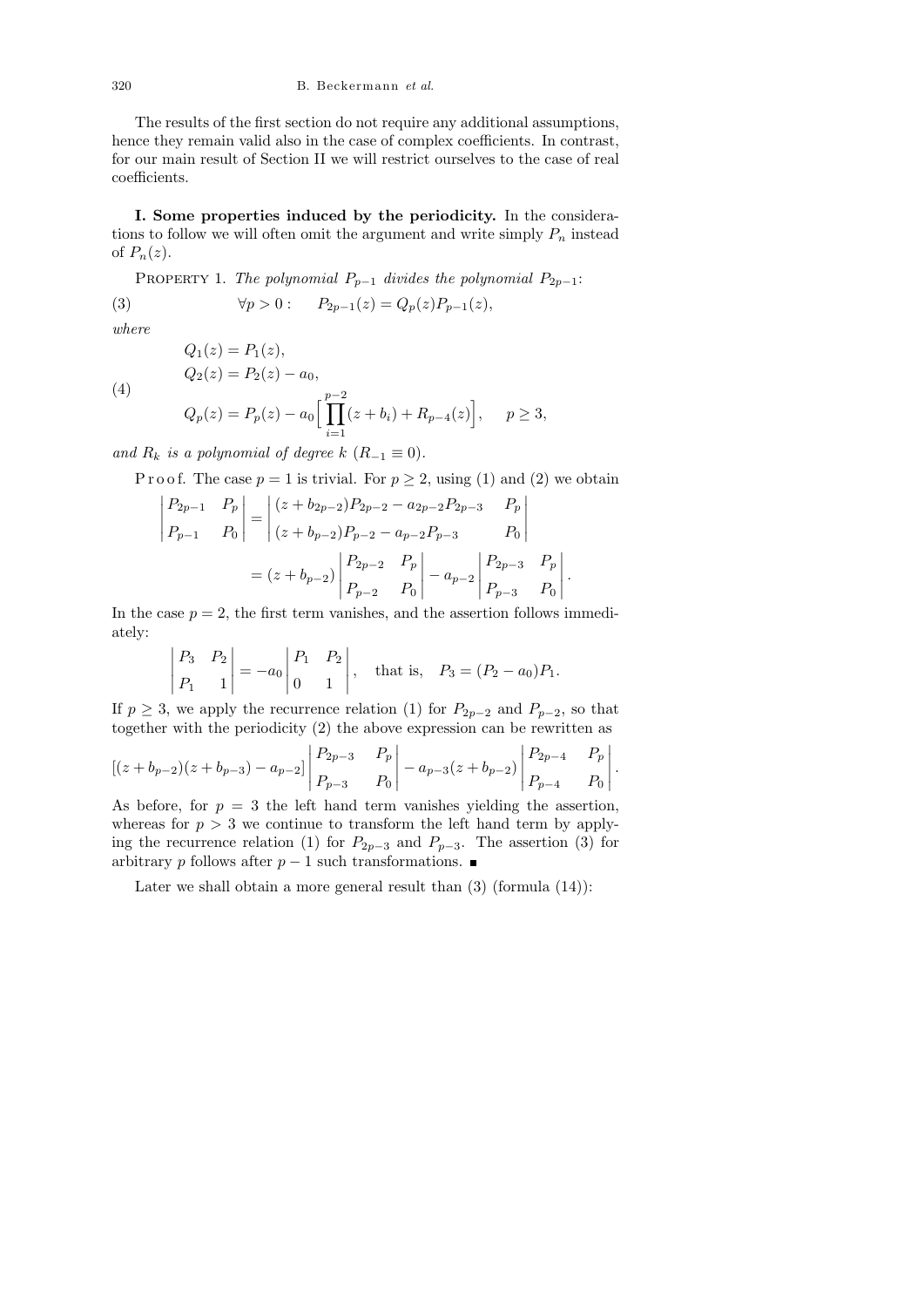The results of the first section do not require any additional assumptions, hence they remain valid also in the case of complex coefficients. In contrast, for our main result of Section II we will restrict ourselves to the case of real coefficients.

**I. Some properties induced by the periodicity.** In the considerations to follow we will often omit the argument and write simply $P_n$ instead of $P_n(z)$.

Property 1. *The polynomial $P_{p-1}$ divides the polynomial $P_{2p-1}$:*

$$\forall p > 0: \quad P_{2p-1}(z) = Q_p(z) P_{p-1}(z), \tag{3}$$

*where*

$$\begin{aligned} &Q_1(z) = P_1(z), \\ &Q_2(z) = P_2(z) - a_0, \\ &Q_p(z) = P_p(z) - a_0 \Big[ \prod_{i=1}^{p-2} (z + b_i) + R_{p-4}(z) \Big], \quad p \geq 3, \end{aligned} \tag{4}$$

*and $R_k$ is a polynomial of degree $k$ ($R_{-1} \equiv 0$).*

Proof. The case $p = 1$ is trivial. For $p \geq 2$, using (1) and (2) we obtain

$$\begin{aligned} \begin{vmatrix} P_{2p-1} & P_p \\ P_{p-1} & P_0 \end{vmatrix} &= \begin{vmatrix} (z + b_{2p-2}) P_{2p-2} - a_{2p-2} P_{2p-3} & P_p \\ (z + b_{p-2}) P_{p-2} - a_{p-2} P_{p-3} & P_0 \end{vmatrix} \\ &= (z + b_{p-2}) \begin{vmatrix} P_{2p-2} & P_p \\ P_{p-2} & P_0 \end{vmatrix} - a_{p-2} \begin{vmatrix} P_{2p-3} & P_p \\ P_{p-3} & P_0 \end{vmatrix}. \end{aligned}$$

In the case $p = 2$, the first term vanishes, and the assertion follows immediately:

$$\begin{vmatrix} P_3 & P_2 \\ P_1 & 1 \end{vmatrix} = -a_0 \begin{vmatrix} P_1 & P_2 \\ 0 & 1 \end{vmatrix}, \quad \text{that is,} \quad P_3 = (P_2 - a_0) P_1.$$

If $p \geq 3$, we apply the recurrence relation (1) for $P_{2p-2}$ and $P_{p-2}$, so that together with the periodicity (2) the above expression can be rewritten as

$$[(z + b_{p-2})(z + b_{p-3}) - a_{p-2}] \begin{vmatrix} P_{2p-3} & P_p \\ P_{p-3} & P_0 \end{vmatrix} - a_{p-3}(z + b_{p-2}) \begin{vmatrix} P_{2p-4} & P_p \\ P_{p-4} & P_0 \end{vmatrix}.$$

As before, for $p = 3$ the left hand term vanishes yielding the assertion, whereas for $p > 3$ we continue to transform the left hand term by applying the recurrence relation (1) for $P_{2p-3}$ and $P_{p-3}$. The assertion (3) for arbitrary $p$ follows after $p - 1$ such transformations. ■

Later we shall obtain a more general result than (3) (formula (14)):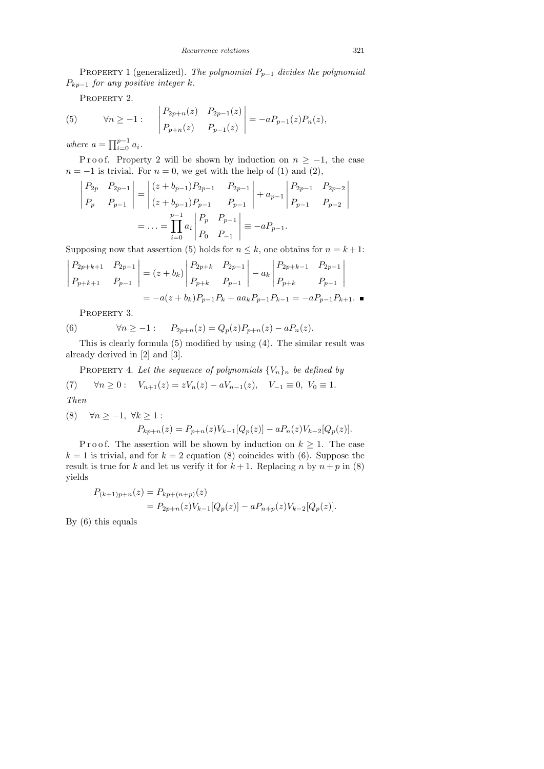PROPERTY 1 (generalized). *The polynomial $P_{p-1}$ divides the polynomial $P_{kp-1}$ for any positive integer $k$.*

PROPERTY 2.

$$\forall n \geq -1: \quad \begin{vmatrix} P_{2p+n}(z) & P_{2p-1}(z) \\ P_{p+n}(z) & P_{p-1}(z) \end{vmatrix} = -aP_{p-1}(z)P_n(z), \tag{5}$$

*where* $a = \prod_{i=0}^{p-1} a_i$.

Proof. Property 2 will be shown by induction on $n \geq -1$, the case $n = -1$ is trivial. For $n = 0$, we get with the help of (1) and (2),

$$\begin{vmatrix} P_{2p} & P_{2p-1} \\ P_p & P_{p-1} \end{vmatrix} = \begin{vmatrix} (z + b_{p-1})P_{2p-1} & P_{2p-1} \\ (z + b_{p-1})P_{p-1} & P_{p-1} \end{vmatrix} + a_{p-1} \begin{vmatrix} P_{2p-1} & P_{2p-2} \\ P_{p-1} & P_{p-2} \end{vmatrix}$$

$$= \ldots = \prod_{i=0}^{p-1} a_i \begin{vmatrix} P_p & P_{p-1} \\ P_0 & P_{-1} \end{vmatrix} \equiv -aP_{p-1}.$$

Supposing now that assertion (5) holds for $n \leq k$, one obtains for $n = k+1$:

$$\begin{vmatrix} P_{2p+k+1} & P_{2p-1} \\ P_{p+k+1} & P_{p-1} \end{vmatrix} = (z + b_k) \begin{vmatrix} P_{2p+k} & P_{2p-1} \\ P_{p+k} & P_{p-1} \end{vmatrix} - a_k \begin{vmatrix} P_{2p+k-1} & P_{2p-1} \\ P_{p+k} & P_{p-1} \end{vmatrix}$$

$$= -a(z + b_k)P_{p-1}P_k + aa_kP_{p-1}P_{k-1} = -aP_{p-1}P_{k+1}. \ \blacksquare$$

PROPERTY 3.

$$\forall n \geq -1: \quad P_{2p+n}(z) = Q_p(z)P_{p+n}(z) - aP_n(z). \tag{6}$$

This is clearly formula (5) modified by using (4). The similar result was already derived in [2] and [3].

PROPERTY 4. *Let the sequence of polynomials $\{V_n\}_n$ be defined by*

$$\forall n \geq 0: \quad V_{n+1}(z) = zV_n(z) - aV_{n-1}(z), \quad V_{-1} \equiv 0, \ V_0 \equiv 1. \tag{7}$$

*Then*

$$\forall n \geq -1, \ \forall k \geq 1: \quad P_{kp+n}(z) = P_{p+n}(z)V_{k-1}[Q_p(z)] - aP_n(z)V_{k-2}[Q_p(z)]. \tag{8}$$

Proof. The assertion will be shown by induction on $k \geq 1$. The case $k = 1$ is trivial, and for $k = 2$ equation (8) coincides with (6). Suppose the result is true for $k$ and let us verify it for $k+1$. Replacing $n$ by $n+p$ in (8) yields

$$P_{(k+1)p+n}(z) = P_{kp+(n+p)}(z)$$
$$= P_{2p+n}(z)V_{k-1}[Q_p(z)] - aP_{n+p}(z)V_{k-2}[Q_p(z)].$$

By (6) this equals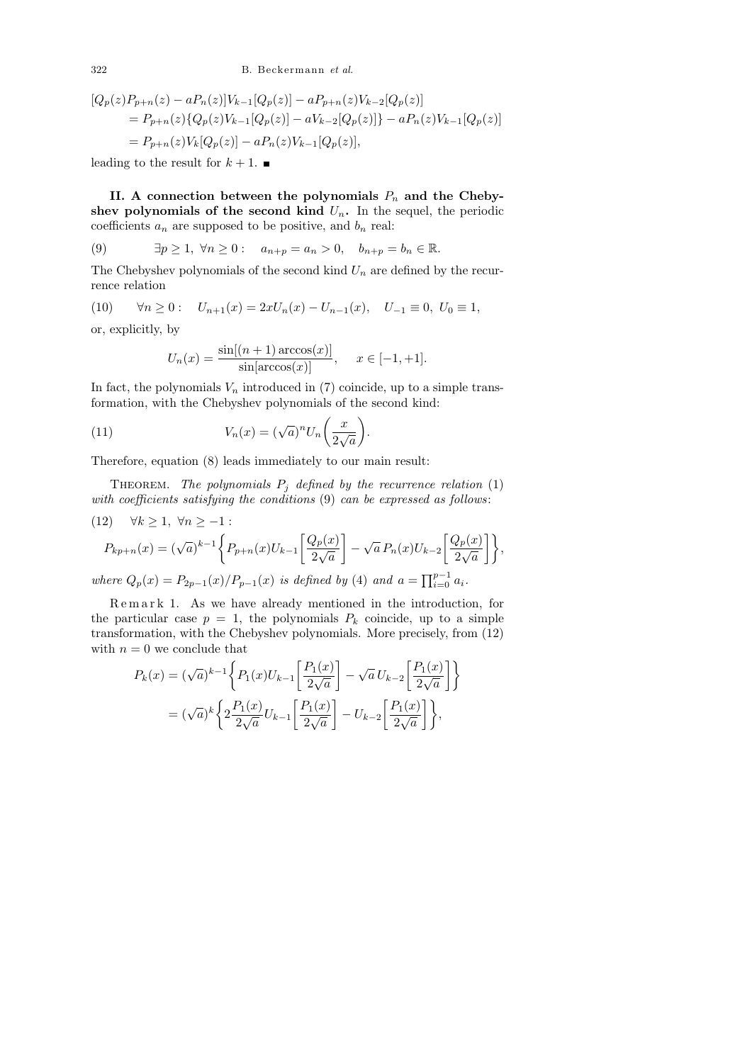$$
\begin{aligned}
&[Q_p(z)P_{p+n}(z) - aP_n(z)]V_{k-1}[Q_p(z)] - aP_{p+n}(z)V_{k-2}[Q_p(z)] \\
&\quad = P_{p+n}(z)\{Q_p(z)V_{k-1}[Q_p(z)] - aV_{k-2}[Q_p(z)]\} - aP_n(z)V_{k-1}[Q_p(z)] \\
&\quad = P_{p+n}(z)V_k[Q_p(z)] - aP_n(z)V_{k-1}[Q_p(z)],
\end{aligned}
$$

leading to the result for $k+1$. ∎

**II. A connection between the polynomials $P_n$ and the Chebyshev polynomials of the second kind $U_n$.** In the sequel, the periodic coefficients $a_n$ are supposed to be positive, and $b_n$ real:

$$
\exists p \geq 1,\ \forall n \geq 0: \quad a_{n+p} = a_n > 0, \quad b_{n+p} = b_n \in \mathbb{R}. \tag{9}
$$

The Chebyshev polynomials of the second kind $U_n$ are defined by the recurrence relation

$$
\forall n \geq 0: \quad U_{n+1}(x) = 2xU_n(x) - U_{n-1}(x), \quad U_{-1} \equiv 0,\ U_0 \equiv 1, \tag{10}
$$

or, explicitly, by

$$
U_n(x) = \frac{\sin[(n+1)\arccos(x)]}{\sin[\arccos(x)]}, \quad x \in [-1, +1].
$$

In fact, the polynomials $V_n$ introduced in (7) coincide, up to a simple transformation, with the Chebyshev polynomials of the second kind:

$$
V_n(x) = (\sqrt{a})^n U_n\left(\frac{x}{2\sqrt{a}}\right). \tag{11}
$$

Therefore, equation (8) leads immediately to our main result:

Theorem. *The polynomials $P_j$ defined by the recurrence relation* (1) *with coefficients satisfying the conditions* (9) *can be expressed as follows*:

$$
\forall k \geq 1,\ \forall n \geq -1: \tag{12}
$$

$$
P_{kp+n}(x) = (\sqrt{a})^{k-1}\left\{P_{p+n}(x)U_{k-1}\left[\frac{Q_p(x)}{2\sqrt{a}}\right] - \sqrt{a}\,P_n(x)U_{k-2}\left[\frac{Q_p(x)}{2\sqrt{a}}\right]\right\},
$$

*where $Q_p(x) = P_{2p-1}(x)/P_{p-1}(x)$ is defined by* (4) *and $a = \prod_{i=0}^{p-1} a_i$.*

Remark 1. As we have already mentioned in the introduction, for the particular case $p = 1$, the polynomials $P_k$ coincide, up to a simple transformation, with the Chebyshev polynomials. More precisely, from (12) with $n = 0$ we conclude that

$$
\begin{aligned}
P_k(x) &= (\sqrt{a})^{k-1}\left\{P_1(x)U_{k-1}\left[\frac{P_1(x)}{2\sqrt{a}}\right] - \sqrt{a}\,U_{k-2}\left[\frac{P_1(x)}{2\sqrt{a}}\right]\right\} \\
&= (\sqrt{a})^k\left\{2\frac{P_1(x)}{2\sqrt{a}}U_{k-1}\left[\frac{P_1(x)}{2\sqrt{a}}\right] - U_{k-2}\left[\frac{P_1(x)}{2\sqrt{a}}\right]\right\},
\end{aligned}
$$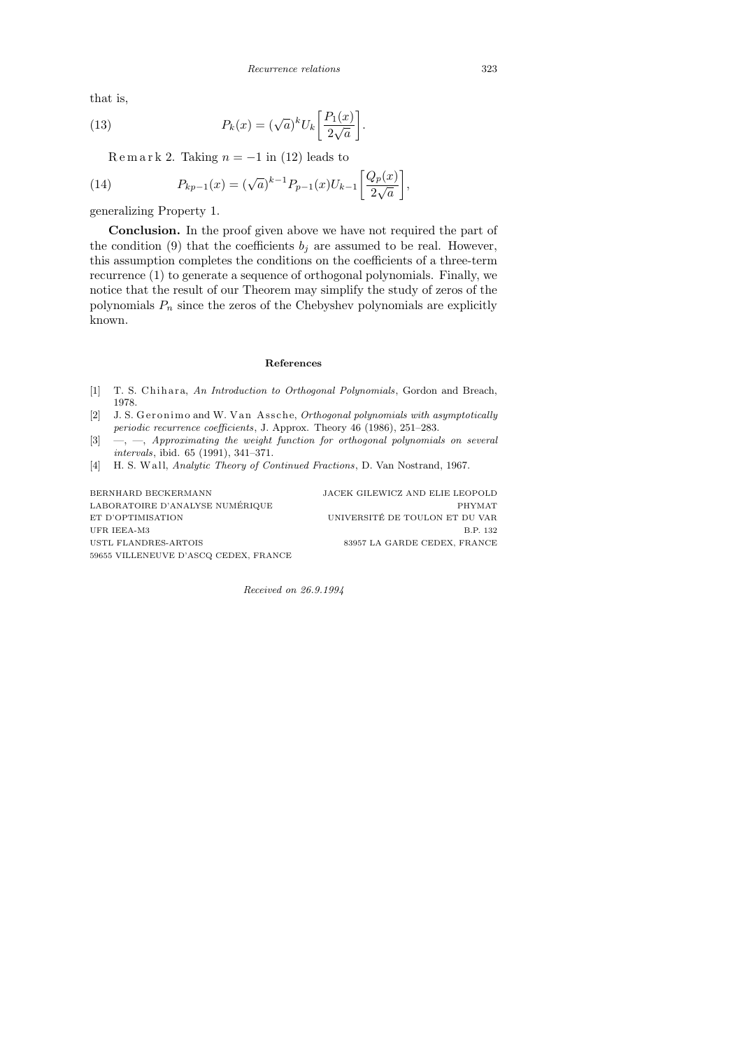that is,

$$P_k(x) = (\sqrt{a})^k U_k\left[\frac{P_1(x)}{2\sqrt{a}}\right]. \tag{13}$$

Remark 2. Taking $n = -1$ in (12) leads to

$$P_{kp-1}(x) = (\sqrt{a})^{k-1} P_{p-1}(x) U_{k-1}\left[\frac{Q_p(x)}{2\sqrt{a}}\right], \tag{14}$$

generalizing Property 1.

**Conclusion.** In the proof given above we have not required the part of the condition (9) that the coefficients $b_j$ are assumed to be real. However, this assumption completes the conditions on the coefficients of a three-term recurrence (1) to generate a sequence of orthogonal polynomials. Finally, we notice that the result of our Theorem may simplify the study of zeros of the polynomials $P_n$ since the zeros of the Chebyshev polynomials are explicitly known.

## References

[1] T. S. Chihara, *An Introduction to Orthogonal Polynomials*, Gordon and Breach, 1978.

[2] J. S. Geronimo and W. Van Assche, *Orthogonal polynomials with asymptotically periodic recurrence coefficients*, J. Approx. Theory 46 (1986), 251–283.

[3] —, —, *Approximating the weight function for orthogonal polynomials on several intervals*, ibid. 65 (1991), 341–371.

[4] H. S. Wall, *Analytic Theory of Continued Fractions*, D. Van Nostrand, 1967.

BERNHARD BECKERMANN
LABORATOIRE D'ANALYSE NUMÉRIQUE
ET D'OPTIMISATION
UFR IEEA-M3
USTL FLANDRES-ARTOIS
59655 VILLENEUVE D'ASCQ CEDEX, FRANCE

JACEK GILEWICZ AND ELIE LEOPOLD
PHYMAT
UNIVERSITÉ DE TOULON ET DU VAR
B.P. 132
83957 LA GARDE CEDEX, FRANCE

*Received on 26.9.1994*